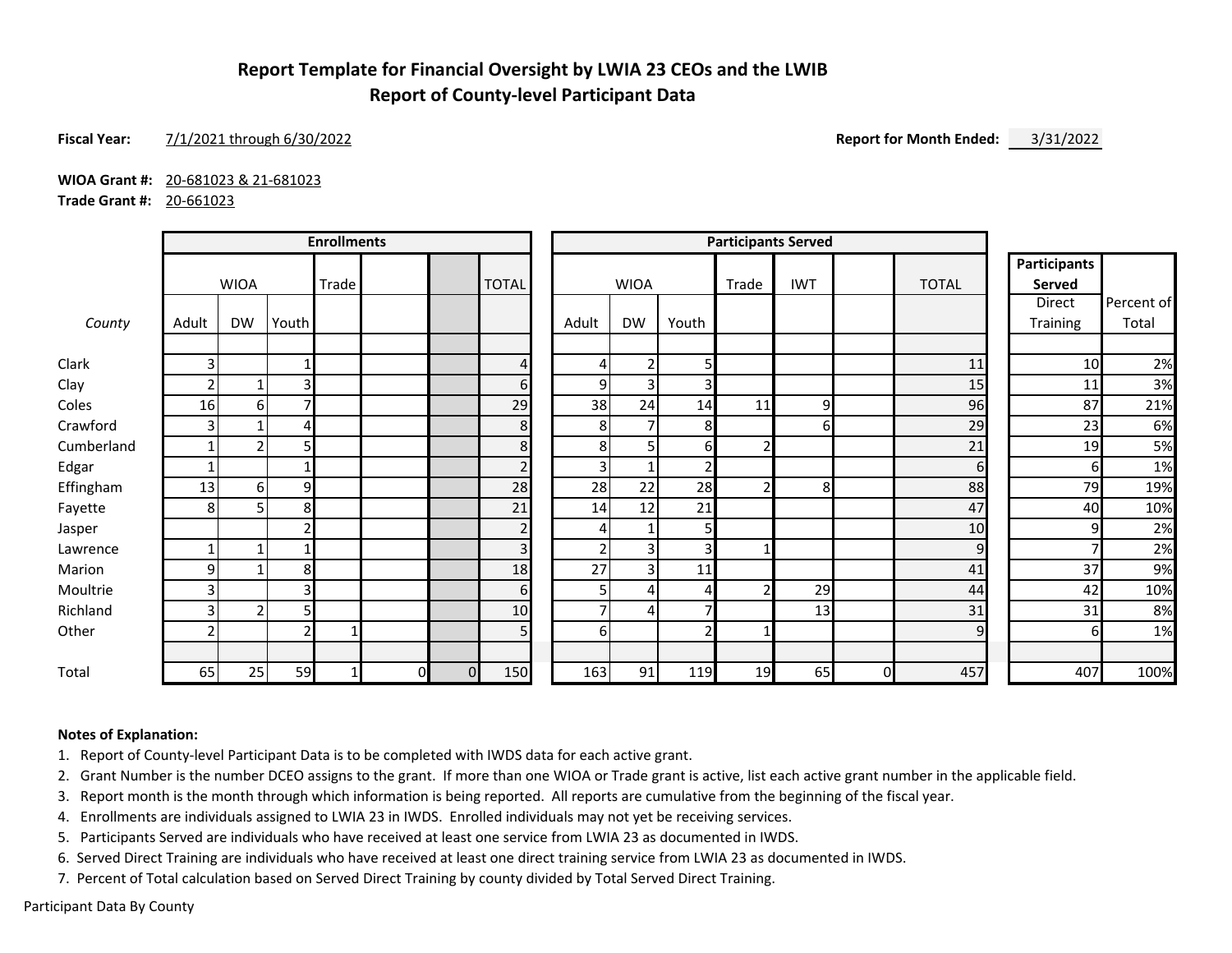# Report Template for Financial Oversight by LWIA 23 CEOs and the LWIB
## Report of County-level Participant Data

**Fiscal Year:** 7/1/2021 through 6/30/2022 **Report for Month Ended:** 3/31/2022

**WIOA Grant #:** 20-681023 & 21-681023
**Trade Grant #:** 20-661023

| | Enrollments | | | | | | | Participants Served | | | | | | | Participants Served | |
|---|---|---|---|---|---|---|---|---|---|---|---|---|---|---|---|---|
| | WIOA | | | Trade | | | TOTAL | WIOA | | | Trade | IWT | | TOTAL | Direct Training | Percent of Total |
| *County* | Adult | DW | Youth | | | | | Adult | DW | Youth | | | | | | |
| Clark | 3 | | 1 | | | | 4 | 4 | 2 | 5 | | | | 11 | 10 | 2% |
| Clay | 2 | 1 | 3 | | | | 6 | 9 | 3 | 3 | | | | 15 | 11 | 3% |
| Coles | 16 | 6 | 7 | | | | 29 | 38 | 24 | 14 | 11 | 9 | | 96 | 87 | 21% |
| Crawford | 3 | 1 | 4 | | | | 8 | 8 | 7 | 8 | | 6 | | 29 | 23 | 6% |
| Cumberland | 1 | 2 | 5 | | | | 8 | 8 | 5 | 6 | 2 | | | 21 | 19 | 5% |
| Edgar | 1 | | 1 | | | | 2 | 3 | 1 | 2 | | | | 6 | 6 | 1% |
| Effingham | 13 | 6 | 9 | | | | 28 | 28 | 22 | 28 | 2 | 8 | | 88 | 79 | 19% |
| Fayette | 8 | 5 | 8 | | | | 21 | 14 | 12 | 21 | | | | 47 | 40 | 10% |
| Jasper | | | 2 | | | | 2 | 4 | 1 | 5 | | | | 10 | 9 | 2% |
| Lawrence | 1 | 1 | 1 | | | | 3 | 2 | 3 | 3 | 1 | | | 9 | 7 | 2% |
| Marion | 9 | 1 | 8 | | | | 18 | 27 | 3 | 11 | | | | 41 | 37 | 9% |
| Moultrie | 3 | | 3 | | | | 6 | 5 | 4 | 4 | 2 | 29 | | 44 | 42 | 10% |
| Richland | 3 | 2 | 5 | | | | 10 | 7 | 4 | 7 | | 13 | | 31 | 31 | 8% |
| Other | 2 | | 2 | 1 | | | 5 | 6 | | 2 | 1 | | | 9 | 6 | 1% |
| Total | 65 | 25 | 59 | 1 | 0 | 0 | 150 | 163 | 91 | 119 | 19 | 65 | 0 | 457 | 407 | 100% |

**Notes of Explanation:**

1. Report of County-level Participant Data is to be completed with IWDS data for each active grant.
2. Grant Number is the number DCEO assigns to the grant. If more than one WIOA or Trade grant is active, list each active grant number in the applicable field.
3. Report month is the month through which information is being reported. All reports are cumulative from the beginning of the fiscal year.
4. Enrollments are individuals assigned to LWIA 23 in IWDS. Enrolled individuals may not yet be receiving services.
5. Participants Served are individuals who have received at least one service from LWIA 23 as documented in IWDS.
6. Served Direct Training are individuals who have received at least one direct training service from LWIA 23 as documented in IWDS.
7. Percent of Total calculation based on Served Direct Training by county divided by Total Served Direct Training.

Participant Data By County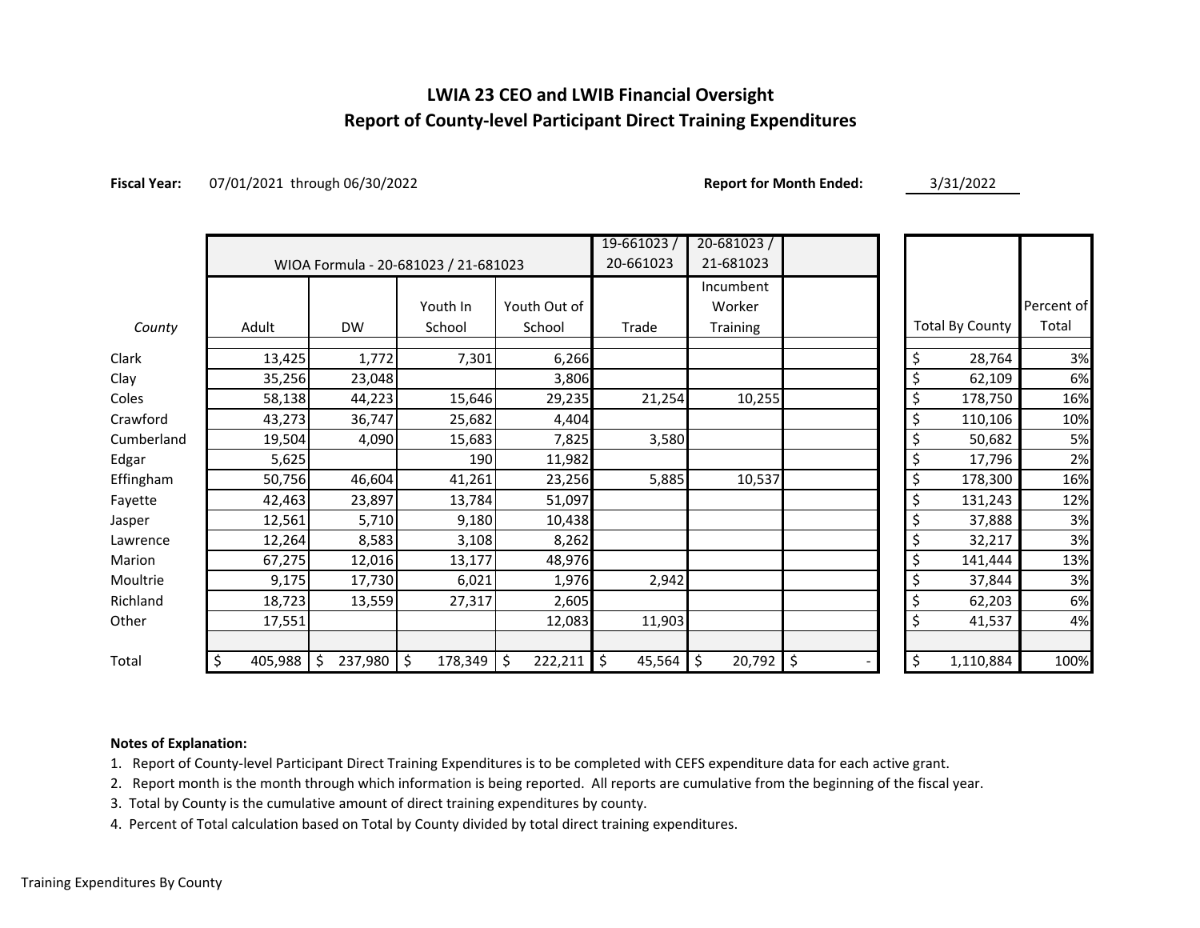# LWIA 23 CEO and LWIB Financial Oversight
## Report of County-level Participant Direct Training Expenditures

**Fiscal Year:** 07/01/2021 through 06/30/2022 **Report for Month Ended:** 3/31/2022

| | WIOA Formula - 20-681023 / 21-681023 | | | | 19-661023 / 20-661023 | 20-681023 / 21-681023 | | | |
|---|---|---|---|---|---|---|---|---|---|
| *County* | Adult | DW | Youth In School | Youth Out of School | Trade | Incumbent Worker Training | | Total By County | Percent of Total |
| Clark | 13,425 | 1,772 | 7,301 | 6,266 | | | | $ 28,764 | 3% |
| Clay | 35,256 | 23,048 | | 3,806 | | | | $ 62,109 | 6% |
| Coles | 58,138 | 44,223 | 15,646 | 29,235 | 21,254 | 10,255 | | $ 178,750 | 16% |
| Crawford | 43,273 | 36,747 | 25,682 | 4,404 | | | | $ 110,106 | 10% |
| Cumberland | 19,504 | 4,090 | 15,683 | 7,825 | 3,580 | | | $ 50,682 | 5% |
| Edgar | 5,625 | | 190 | 11,982 | | | | $ 17,796 | 2% |
| Effingham | 50,756 | 46,604 | 41,261 | 23,256 | 5,885 | 10,537 | | $ 178,300 | 16% |
| Fayette | 42,463 | 23,897 | 13,784 | 51,097 | | | | $ 131,243 | 12% |
| Jasper | 12,561 | 5,710 | 9,180 | 10,438 | | | | $ 37,888 | 3% |
| Lawrence | 12,264 | 8,583 | 3,108 | 8,262 | | | | $ 32,217 | 3% |
| Marion | 67,275 | 12,016 | 13,177 | 48,976 | | | | $ 141,444 | 13% |
| Moultrie | 9,175 | 17,730 | 6,021 | 1,976 | 2,942 | | | $ 37,844 | 3% |
| Richland | 18,723 | 13,559 | 27,317 | 2,605 | | | | $ 62,203 | 6% |
| Other | 17,551 | | | 12,083 | 11,903 | | | $ 41,537 | 4% |
| Total | $ 405,988 | $ 237,980 | $ 178,349 | $ 222,211 | $ 45,564 | $ 20,792 | $ - | $ 1,110,884 | 100% |

**Notes of Explanation:**

1. Report of County-level Participant Direct Training Expenditures is to be completed with CEFS expenditure data for each active grant.
2. Report month is the month through which information is being reported. All reports are cumulative from the beginning of the fiscal year.
3. Total by County is the cumulative amount of direct training expenditures by county.
4. Percent of Total calculation based on Total by County divided by total direct training expenditures.

Training Expenditures By County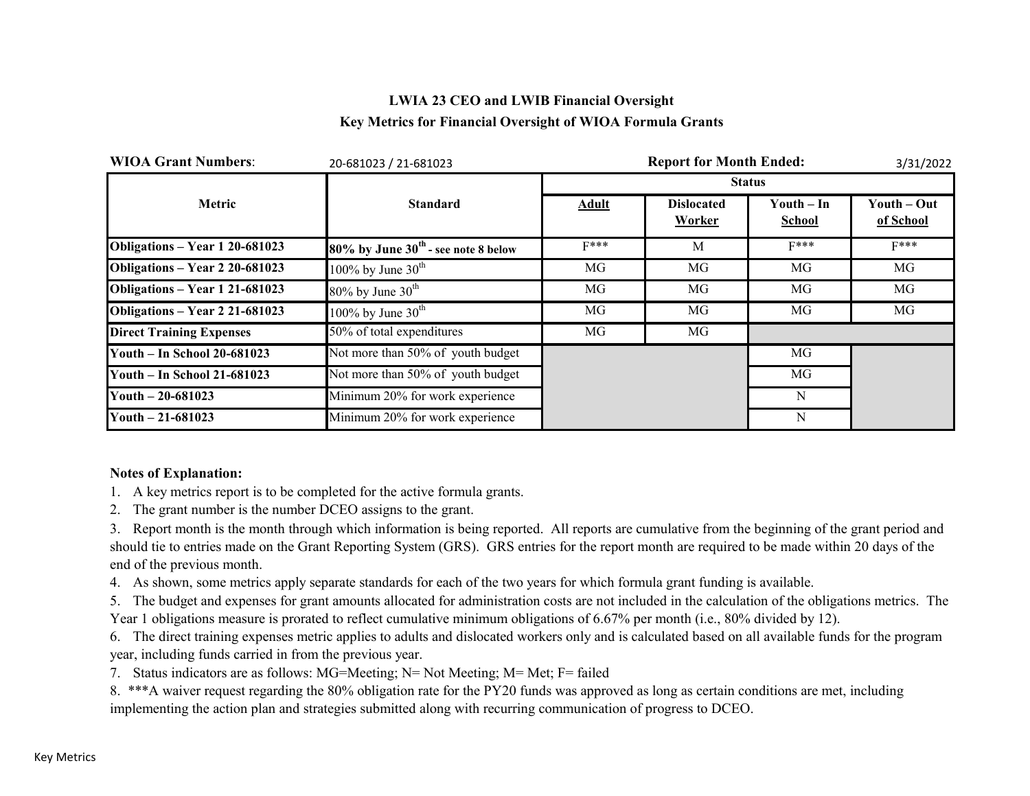**LWIA 23 CEO and LWIB Financial Oversight**

**Key Metrics for Financial Oversight of WIOA Formula Grants**

**WIOA Grant Numbers**: 20-681023 / 21-681023 **Report for Month Ended:** 3/31/2022

| Metric | Standard | Status | | | |
|---|---|---|---|---|---|
| | | Adult | Dislocated Worker | Youth – In School | Youth – Out of School |
| **Obligations – Year 1 20-681023** | **80% by June 30th - see note 8 below** | F*** | M | F*** | F*** |
| **Obligations – Year 2 20-681023** | 100% by June 30th | MG | MG | MG | MG |
| **Obligations – Year 1 21-681023** | 80% by June 30th | MG | MG | MG | MG |
| **Obligations – Year 2 21-681023** | 100% by June 30th | MG | MG | MG | MG |
| **Direct Training Expenses** | 50% of total expenditures | MG | MG | | |
| **Youth – In School 20-681023** | Not more than 50% of youth budget | | | MG | |
| **Youth – In School 21-681023** | Not more than 50% of youth budget | | | MG | |
| **Youth – 20-681023** | Minimum 20% for work experience | | | N | |
| **Youth – 21-681023** | Minimum 20% for work experience | | | N | |

**Notes of Explanation:**

1. A key metrics report is to be completed for the active formula grants.
2. The grant number is the number DCEO assigns to the grant.
3. Report month is the month through which information is being reported. All reports are cumulative from the beginning of the grant period and should tie to entries made on the Grant Reporting System (GRS). GRS entries for the report month are required to be made within 20 days of the end of the previous month.
4. As shown, some metrics apply separate standards for each of the two years for which formula grant funding is available.
5. The budget and expenses for grant amounts allocated for administration costs are not included in the calculation of the obligations metrics. The Year 1 obligations measure is prorated to reflect cumulative minimum obligations of 6.67% per month (i.e., 80% divided by 12).
6. The direct training expenses metric applies to adults and dislocated workers only and is calculated based on all available funds for the program year, including funds carried in from the previous year.
7. Status indicators are as follows: MG=Meeting; N= Not Meeting; M= Met; F= failed
8. ***A waiver request regarding the 80% obligation rate for the PY20 funds was approved as long as certain conditions are met, including implementing the action plan and strategies submitted along with recurring communication of progress to DCEO.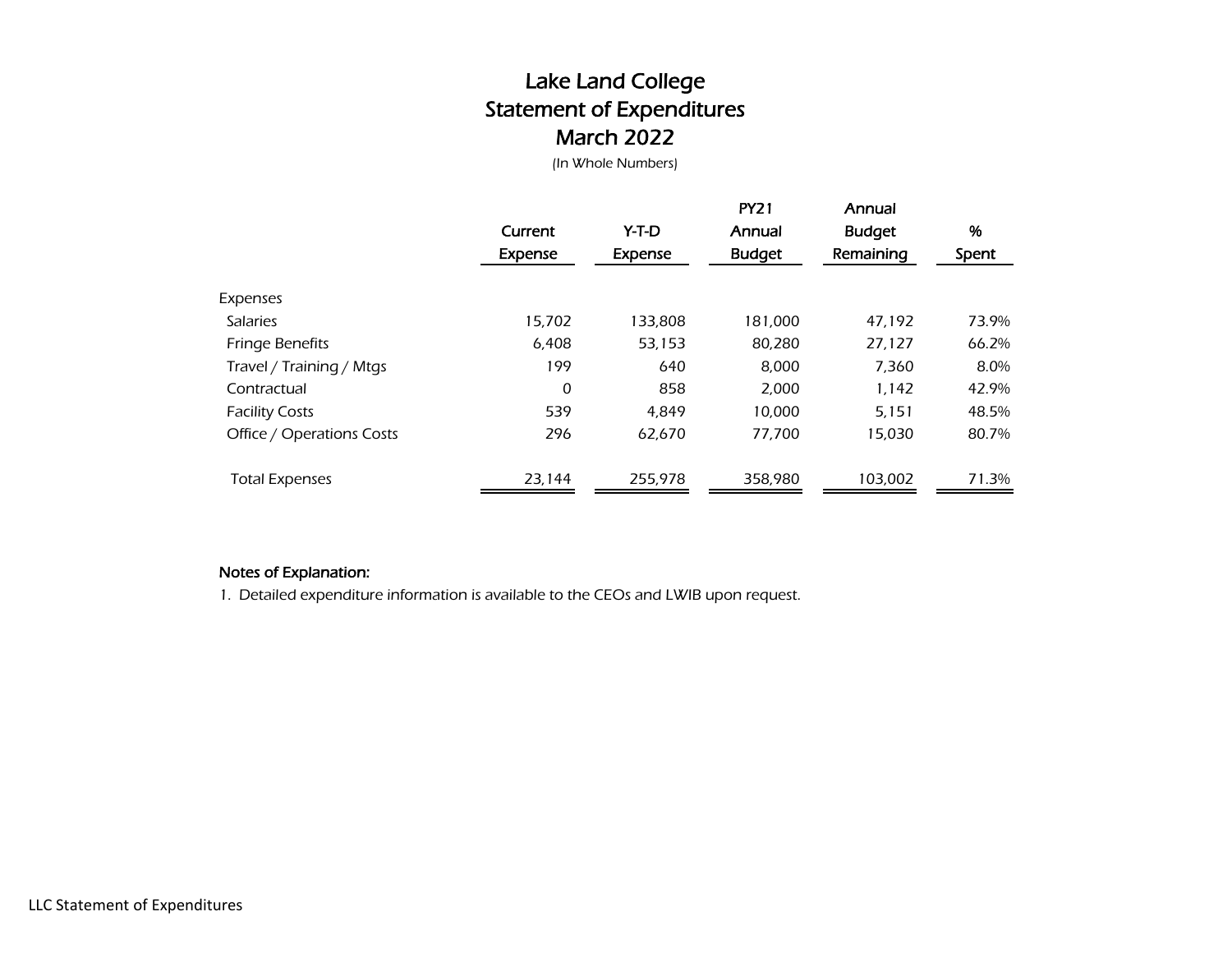# Lake Land College
## Statement of Expenditures
## March 2022

*(In Whole Numbers)*

| | Current Expense | Y-T-D Expense | PY21 Annual Budget | Annual Budget Remaining | % Spent |
|---|---|---|---|---|---|
| **Expenses** | | | | | |
| Salaries | 15,702 | 133,808 | 181,000 | 47,192 | 73.9% |
| Fringe Benefits | 6,408 | 53,153 | 80,280 | 27,127 | 66.2% |
| Travel / Training / Mtgs | 199 | 640 | 8,000 | 7,360 | 8.0% |
| Contractual | 0 | 858 | 2,000 | 1,142 | 42.9% |
| Facility Costs | 539 | 4,849 | 10,000 | 5,151 | 48.5% |
| Office / Operations Costs | 296 | 62,670 | 77,700 | 15,030 | 80.7% |
| Total Expenses | 23,144 | 255,978 | 358,980 | 103,002 | 71.3% |

**Notes of Explanation:**

1. Detailed expenditure information is available to the CEOs and LWIB upon request.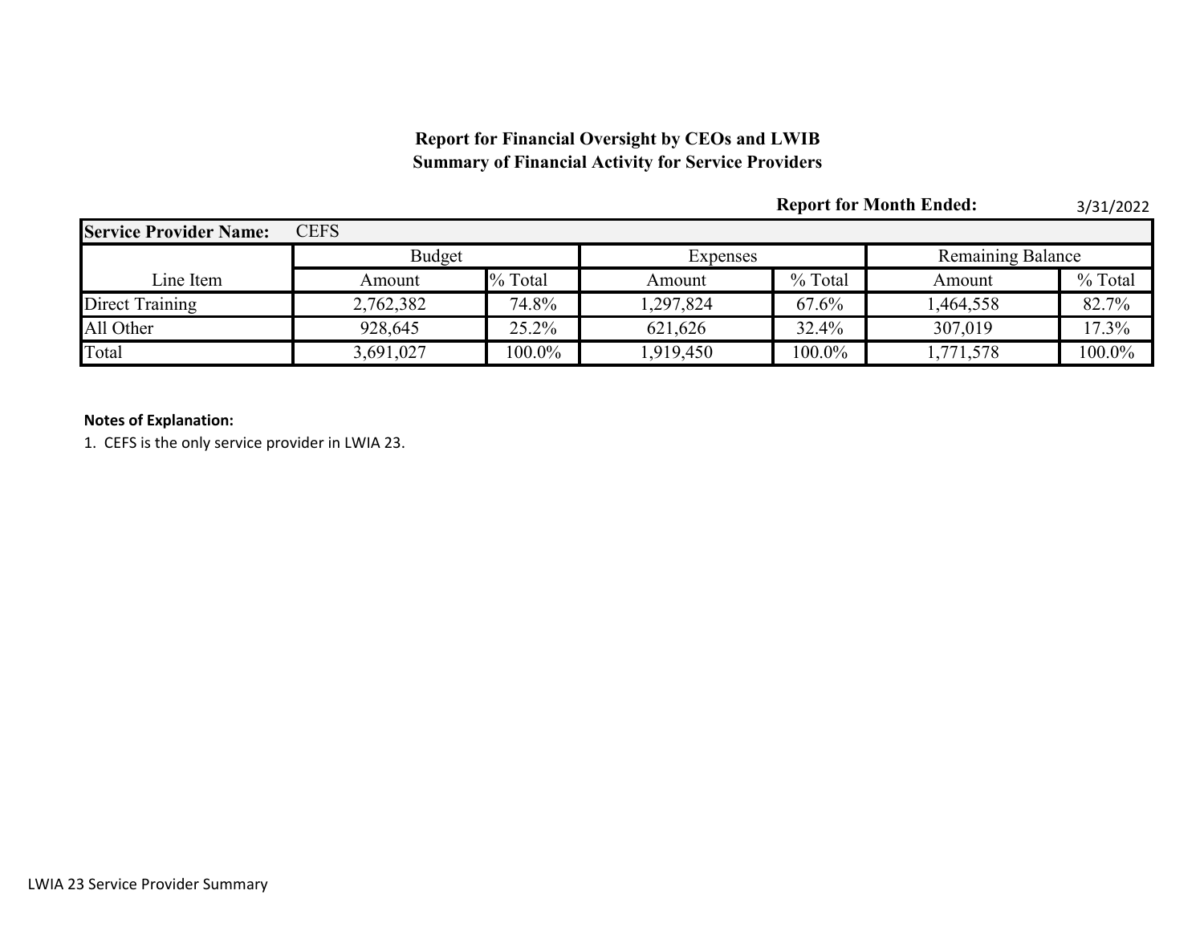**Report for Financial Oversight by CEOs and LWIB**
**Summary of Financial Activity for Service Providers**

**Report for Month Ended:** 3/31/2022

| **Service Provider Name:** | CEFS | | | | | |
|---|---|---|---|---|---|---|
| | Budget | | Expenses | | Remaining Balance | |
| Line Item | Amount | % Total | Amount | % Total | Amount | % Total |
| Direct Training | 2,762,382 | 74.8% | 1,297,824 | 67.6% | 1,464,558 | 82.7% |
| All Other | 928,645 | 25.2% | 621,626 | 32.4% | 307,019 | 17.3% |
| Total | 3,691,027 | 100.0% | 1,919,450 | 100.0% | 1,771,578 | 100.0% |

**Notes of Explanation:**

1. CEFS is the only service provider in LWIA 23.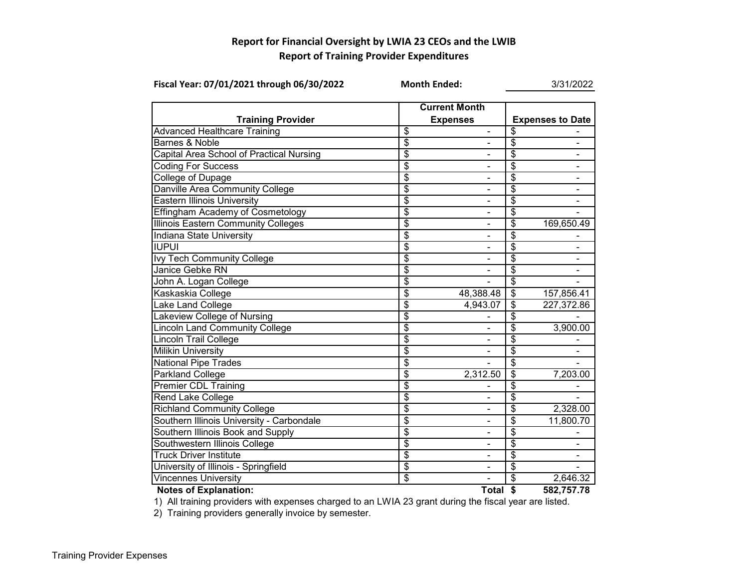# Report for Financial Oversight by LWIA 23 CEOs and the LWIB
## Report of Training Provider Expenditures

**Fiscal Year: 07/01/2021 through 06/30/2022** **Month Ended:** 3/31/2022

| Training Provider | Current Month Expenses | Expenses to Date |
|---|---|---|
| Advanced Healthcare Training | $ - | $ - |
| Barnes & Noble | $ - | $ - |
| Capital Area School of Practical Nursing | $ - | $ - |
| Coding For Success | $ - | $ - |
| College of Dupage | $ - | $ - |
| Danville Area Community College | $ - | $ - |
| Eastern Illinois University | $ - | $ - |
| Effingham Academy of Cosmetology | $ - | $ - |
| Illinois Eastern Community Colleges | $ - | $ 169,650.49 |
| Indiana State University | $ - | $ - |
| IUPUI | $ - | $ - |
| Ivy Tech Community College | $ - | $ - |
| Janice Gebke RN | $ - | $ - |
| John A. Logan College | $ - | $ - |
| Kaskaskia College | $ 48,388.48 | $ 157,856.41 |
| Lake Land College | $ 4,943.07 | $ 227,372.86 |
| Lakeview College of Nursing | $ - | $ - |
| Lincoln Land Community College | $ - | $ 3,900.00 |
| Lincoln Trail College | $ - | $ - |
| Milikin University | $ - | $ - |
| National Pipe Trades | $ - | $ - |
| Parkland College | $ 2,312.50 | $ 7,203.00 |
| Premier CDL Training | $ - | $ - |
| Rend Lake College | $ - | $ - |
| Richland Community College | $ - | $ 2,328.00 |
| Southern Illinois University - Carbondale | $ - | $ 11,800.70 |
| Southern Illinois Book and Supply | $ - | $ - |
| Southwestern Illinois College | $ - | $ - |
| Truck Driver Institute | $ - | $ - |
| University of Illinois - Springfield | $ - | $ - |
| Vincennes University | $ - | $ 2,646.32 |
| | **Total** | **$ 582,757.78** |

**Notes of Explanation:**

1) All training providers with expenses charged to an LWIA 23 grant during the fiscal year are listed.

2) Training providers generally invoice by semester.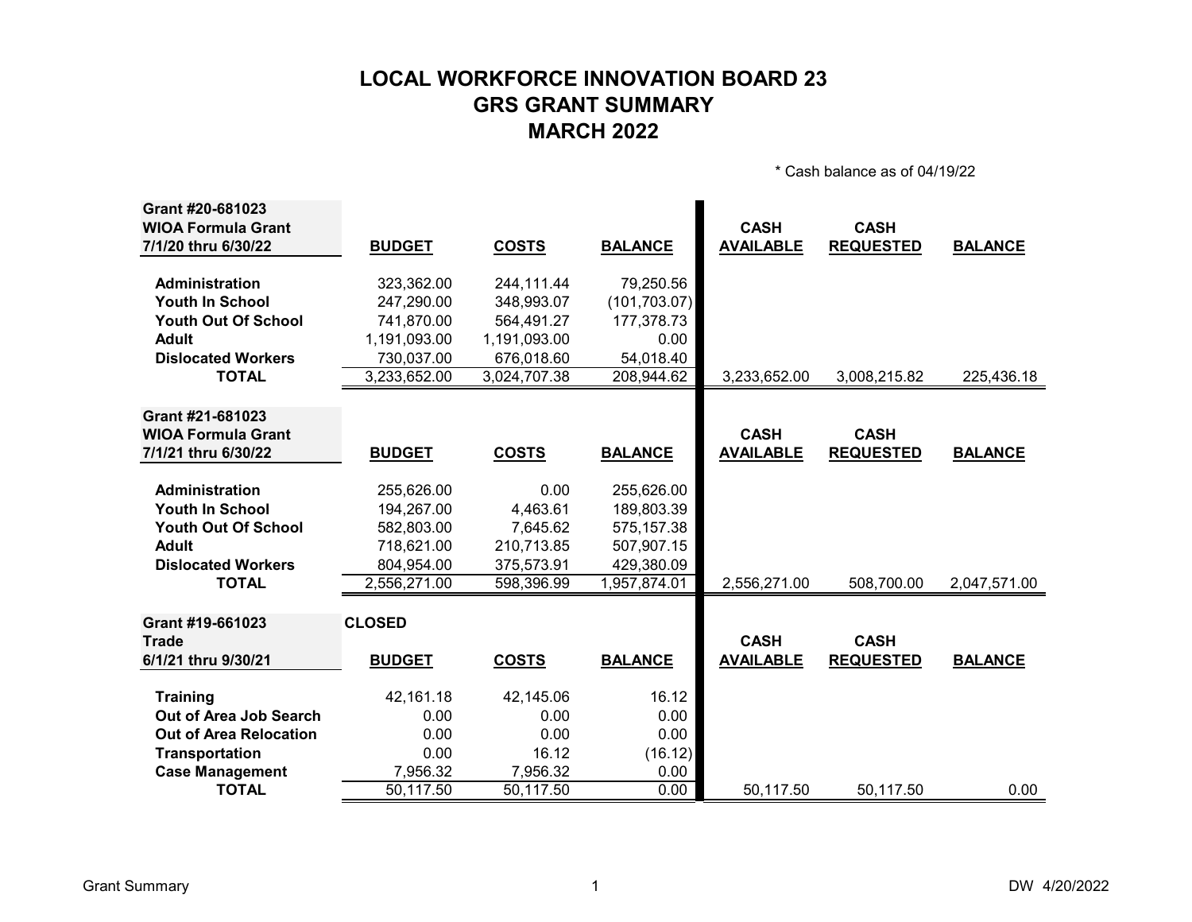# LOCAL WORKFORCE INNOVATION BOARD 23
# GRS GRANT SUMMARY
# MARCH 2022

\* Cash balance as of 04/19/22

| Grant #20-681023<br>WIOA Formula Grant<br>7/1/20 thru 6/30/22 | BUDGET | COSTS | BALANCE | CASH AVAILABLE | CASH REQUESTED | BALANCE |
|---|---|---|---|---|---|---|
| Administration | 323,362.00 | 244,111.44 | 79,250.56 | | | |
| Youth In School | 247,290.00 | 348,993.07 | (101,703.07) | | | |
| Youth Out Of School | 741,870.00 | 564,491.27 | 177,378.73 | | | |
| Adult | 1,191,093.00 | 1,191,093.00 | 0.00 | | | |
| Dislocated Workers | 730,037.00 | 676,018.60 | 54,018.40 | | | |
| TOTAL | 3,233,652.00 | 3,024,707.38 | 208,944.62 | 3,233,652.00 | 3,008,215.82 | 225,436.18 |

| Grant #21-681023<br>WIOA Formula Grant<br>7/1/21 thru 6/30/22 | BUDGET | COSTS | BALANCE | CASH AVAILABLE | CASH REQUESTED | BALANCE |
|---|---|---|---|---|---|---|
| Administration | 255,626.00 | 0.00 | 255,626.00 | | | |
| Youth In School | 194,267.00 | 4,463.61 | 189,803.39 | | | |
| Youth Out Of School | 582,803.00 | 7,645.62 | 575,157.38 | | | |
| Adult | 718,621.00 | 210,713.85 | 507,907.15 | | | |
| Dislocated Workers | 804,954.00 | 375,573.91 | 429,380.09 | | | |
| TOTAL | 2,556,271.00 | 598,396.99 | 1,957,874.01 | 2,556,271.00 | 508,700.00 | 2,047,571.00 |

| Grant #19-661023<br>Trade<br>6/1/21 thru 9/30/21 | CLOSED<br>BUDGET | COSTS | BALANCE | CASH AVAILABLE | CASH REQUESTED | BALANCE |
|---|---|---|---|---|---|---|
| Training | 42,161.18 | 42,145.06 | 16.12 | | | |
| Out of Area Job Search | 0.00 | 0.00 | 0.00 | | | |
| Out of Area Relocation | 0.00 | 0.00 | 0.00 | | | |
| Transportation | 0.00 | 16.12 | (16.12) | | | |
| Case Management | 7,956.32 | 7,956.32 | 0.00 | | | |
| TOTAL | 50,117.50 | 50,117.50 | 0.00 | 50,117.50 | 50,117.50 | 0.00 |

Grant Summary DW 4/20/2022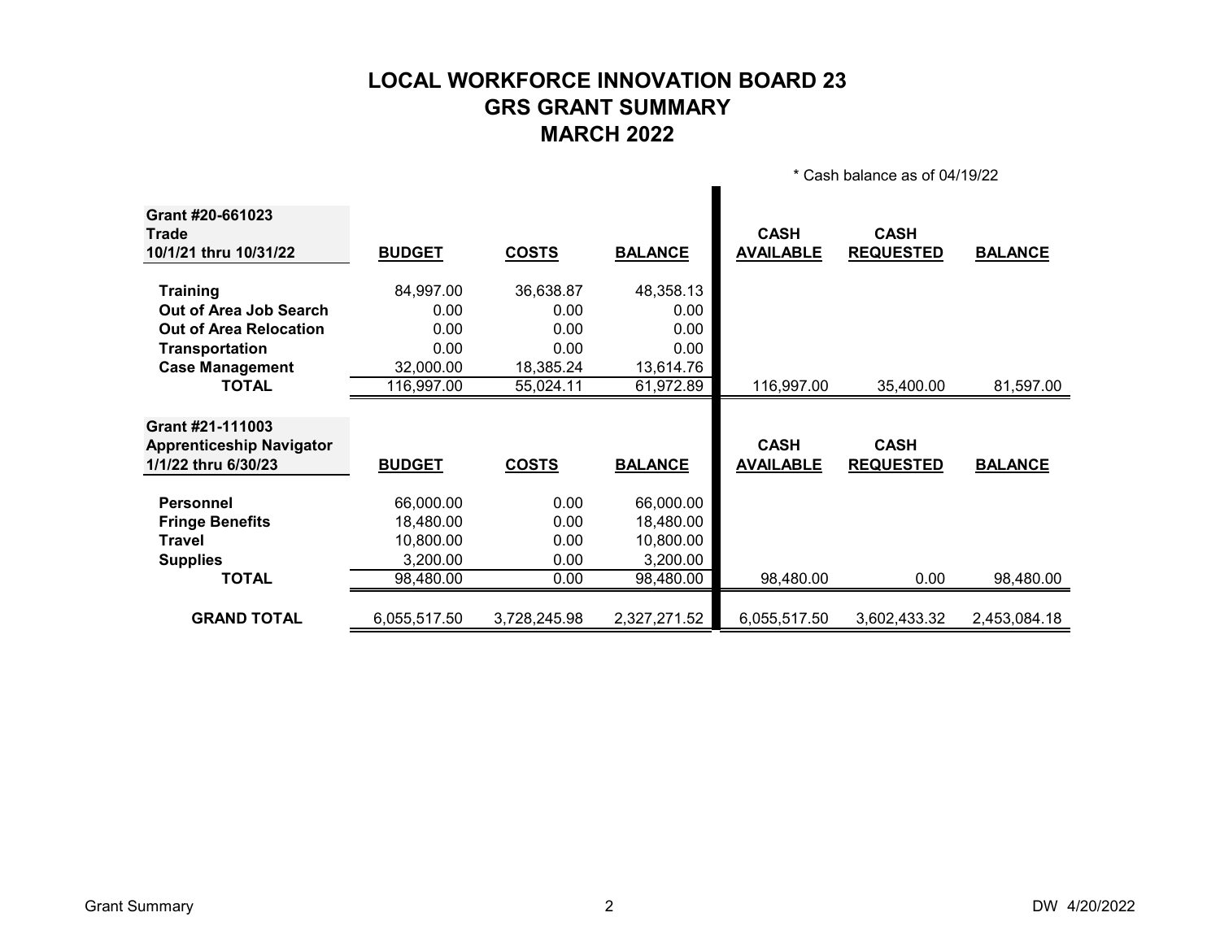# LOCAL WORKFORCE INNOVATION BOARD 23
# GRS GRANT SUMMARY
# MARCH 2022

* Cash balance as of 04/19/22

| Grant #20-661023<br>Trade<br>10/1/21 thru 10/31/22 | BUDGET | COSTS | BALANCE | CASH AVAILABLE | CASH REQUESTED | BALANCE |
|---|---|---|---|---|---|---|
| Training | 84,997.00 | 36,638.87 | 48,358.13 | | | |
| Out of Area Job Search | 0.00 | 0.00 | 0.00 | | | |
| Out of Area Relocation | 0.00 | 0.00 | 0.00 | | | |
| Transportation | 0.00 | 0.00 | 0.00 | | | |
| Case Management | 32,000.00 | 18,385.24 | 13,614.76 | | | |
| **TOTAL** | 116,997.00 | 55,024.11 | 61,972.89 | 116,997.00 | 35,400.00 | 81,597.00 |

| Grant #21-111003<br>Apprenticeship Navigator<br>1/1/22 thru 6/30/23 | BUDGET | COSTS | BALANCE | CASH AVAILABLE | CASH REQUESTED | BALANCE |
|---|---|---|---|---|---|---|
| Personnel | 66,000.00 | 0.00 | 66,000.00 | | | |
| Fringe Benefits | 18,480.00 | 0.00 | 18,480.00 | | | |
| Travel | 10,800.00 | 0.00 | 10,800.00 | | | |
| Supplies | 3,200.00 | 0.00 | 3,200.00 | | | |
| **TOTAL** | 98,480.00 | 0.00 | 98,480.00 | 98,480.00 | 0.00 | 98,480.00 |
| **GRAND TOTAL** | 6,055,517.50 | 3,728,245.98 | 2,327,271.52 | 6,055,517.50 | 3,602,433.32 | 2,453,084.18 |

Grant Summary DW 4/20/2022